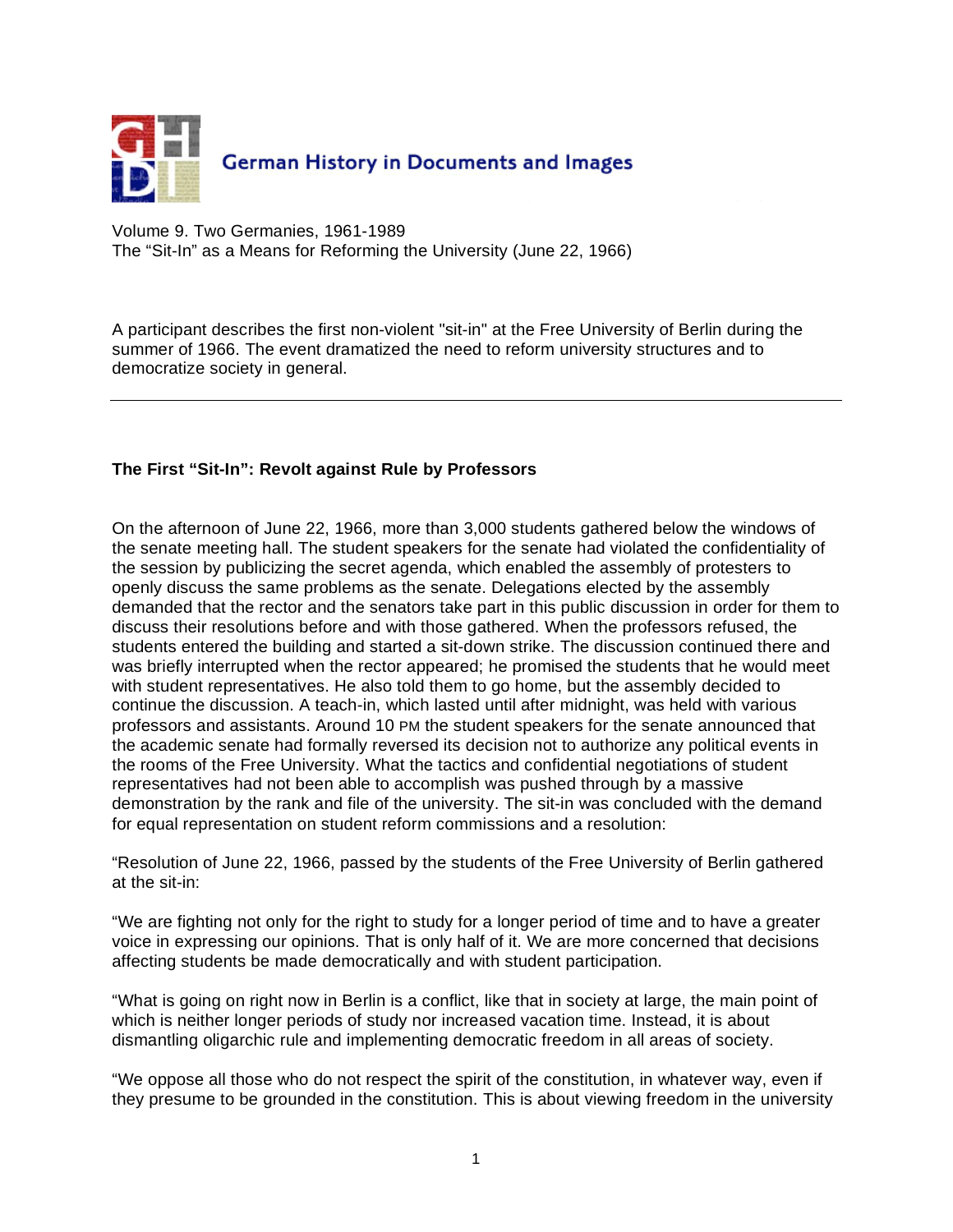German History in Documents and Images

Volume 9. Two Germanies, 1961-1989
The “Sit-In” as a Means for Reforming the University (June 22, 1966)

A participant describes the first non-violent "sit-in" at the Free University of Berlin during the summer of 1966. The event dramatized the need to reform university structures and to democratize society in general.

---

**The First “Sit-In”: Revolt against Rule by Professors**

On the afternoon of June 22, 1966, more than 3,000 students gathered below the windows of the senate meeting hall. The student speakers for the senate had violated the confidentiality of the session by publicizing the secret agenda, which enabled the assembly of protesters to openly discuss the same problems as the senate. Delegations elected by the assembly demanded that the rector and the senators take part in this public discussion in order for them to discuss their resolutions before and with those gathered. When the professors refused, the students entered the building and started a sit-down strike. The discussion continued there and was briefly interrupted when the rector appeared; he promised the students that he would meet with student representatives. He also told them to go home, but the assembly decided to continue the discussion. A teach-in, which lasted until after midnight, was held with various professors and assistants. Around 10 PM the student speakers for the senate announced that the academic senate had formally reversed its decision not to authorize any political events in the rooms of the Free University. What the tactics and confidential negotiations of student representatives had not been able to accomplish was pushed through by a massive demonstration by the rank and file of the university. The sit-in was concluded with the demand for equal representation on student reform commissions and a resolution:

“Resolution of June 22, 1966, passed by the students of the Free University of Berlin gathered at the sit-in:

“We are fighting not only for the right to study for a longer period of time and to have a greater voice in expressing our opinions. That is only half of it. We are more concerned that decisions affecting students be made democratically and with student participation.

“What is going on right now in Berlin is a conflict, like that in society at large, the main point of which is neither longer periods of study nor increased vacation time. Instead, it is about dismantling oligarchic rule and implementing democratic freedom in all areas of society.

“We oppose all those who do not respect the spirit of the constitution, in whatever way, even if they presume to be grounded in the constitution. This is about viewing freedom in the university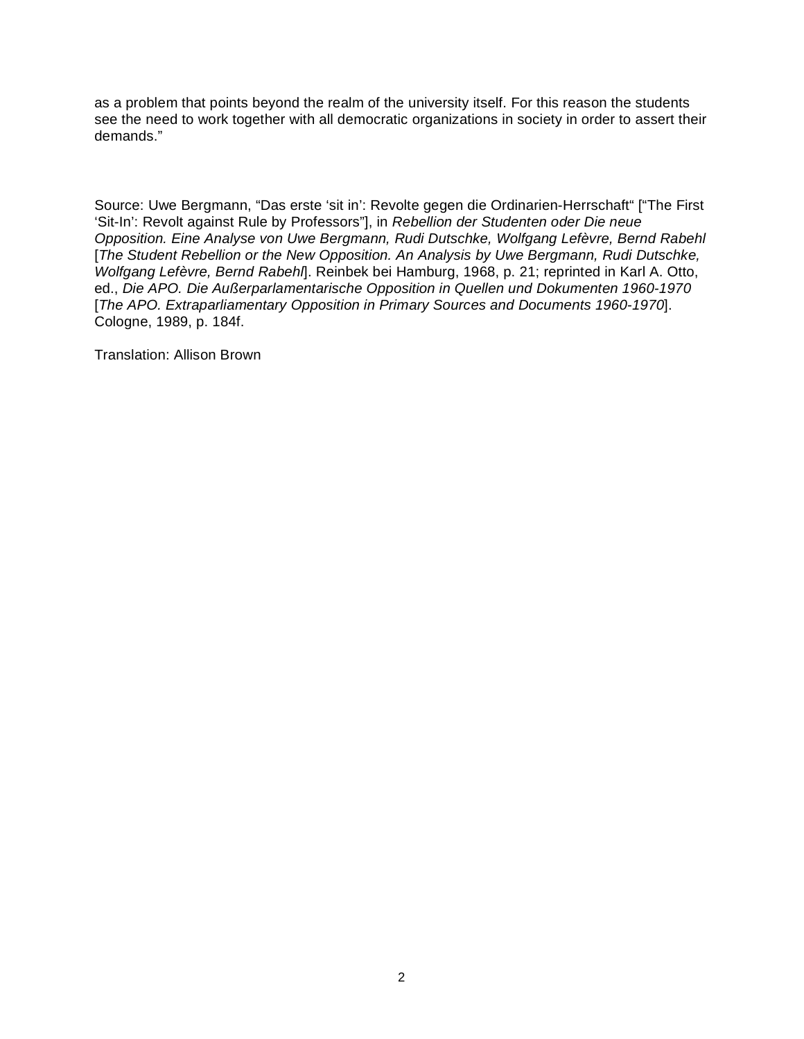as a problem that points beyond the realm of the university itself. For this reason the students see the need to work together with all democratic organizations in society in order to assert their demands."

Source: Uwe Bergmann, "Das erste 'sit in': Revolte gegen die Ordinarien-Herrschaft" ["The First 'Sit-In': Revolt against Rule by Professors"], in *Rebellion der Studenten oder Die neue Opposition. Eine Analyse von Uwe Bergmann, Rudi Dutschke, Wolfgang Lefèvre, Bernd Rabehl* [*The Student Rebellion or the New Opposition. An Analysis by Uwe Bergmann, Rudi Dutschke, Wolfgang Lefèvre, Bernd Rabehl*]. Reinbek bei Hamburg, 1968, p. 21; reprinted in Karl A. Otto, ed., *Die APO. Die Außerparlamentarische Opposition in Quellen und Dokumenten 1960-1970* [*The APO. Extraparliamentary Opposition in Primary Sources and Documents 1960-1970*]. Cologne, 1989, p. 184f.

Translation: Allison Brown